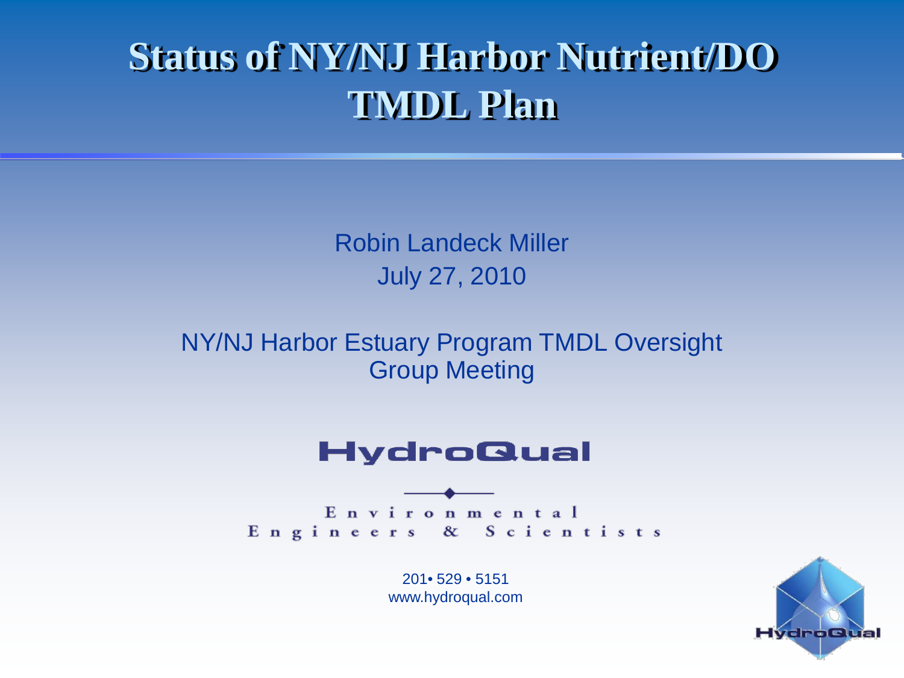# Status of NY/NJ Harbor Nutrient/DO TMDL Plan

Robin Landeck Miller

July 27, 2010

NY/NJ Harbor Estuary Program TMDL Oversight Group Meeting

HydroQual

Environmental Engineers & Scientists

201• 529 • 5151

www.hydroqual.com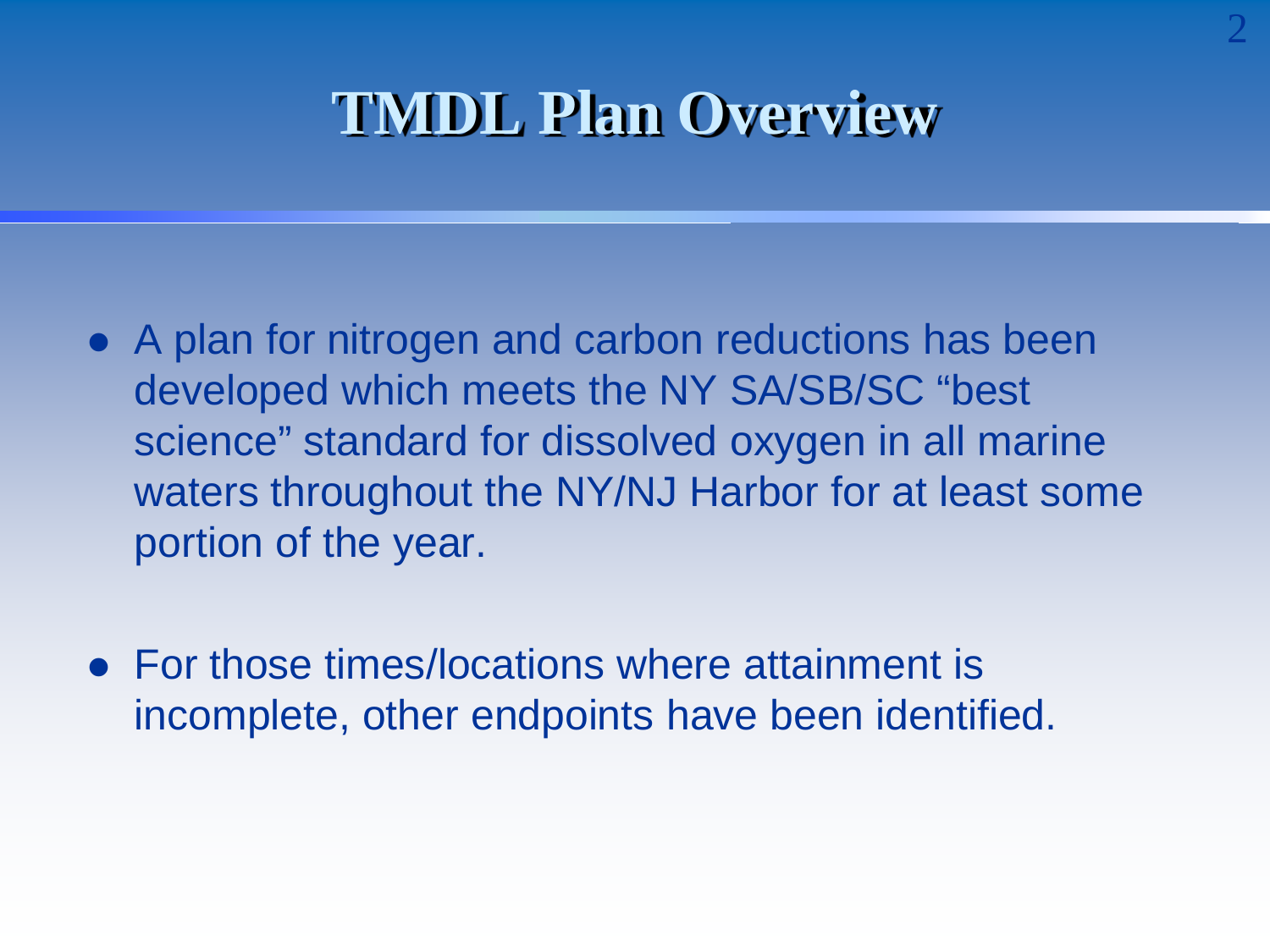# TMDL Plan Overview

- A plan for nitrogen and carbon reductions has been developed which meets the NY SA/SB/SC "best science" standard for dissolved oxygen in all marine waters throughout the NY/NJ Harbor for at least some portion of the year.
- For those times/locations where attainment is incomplete, other endpoints have been identified.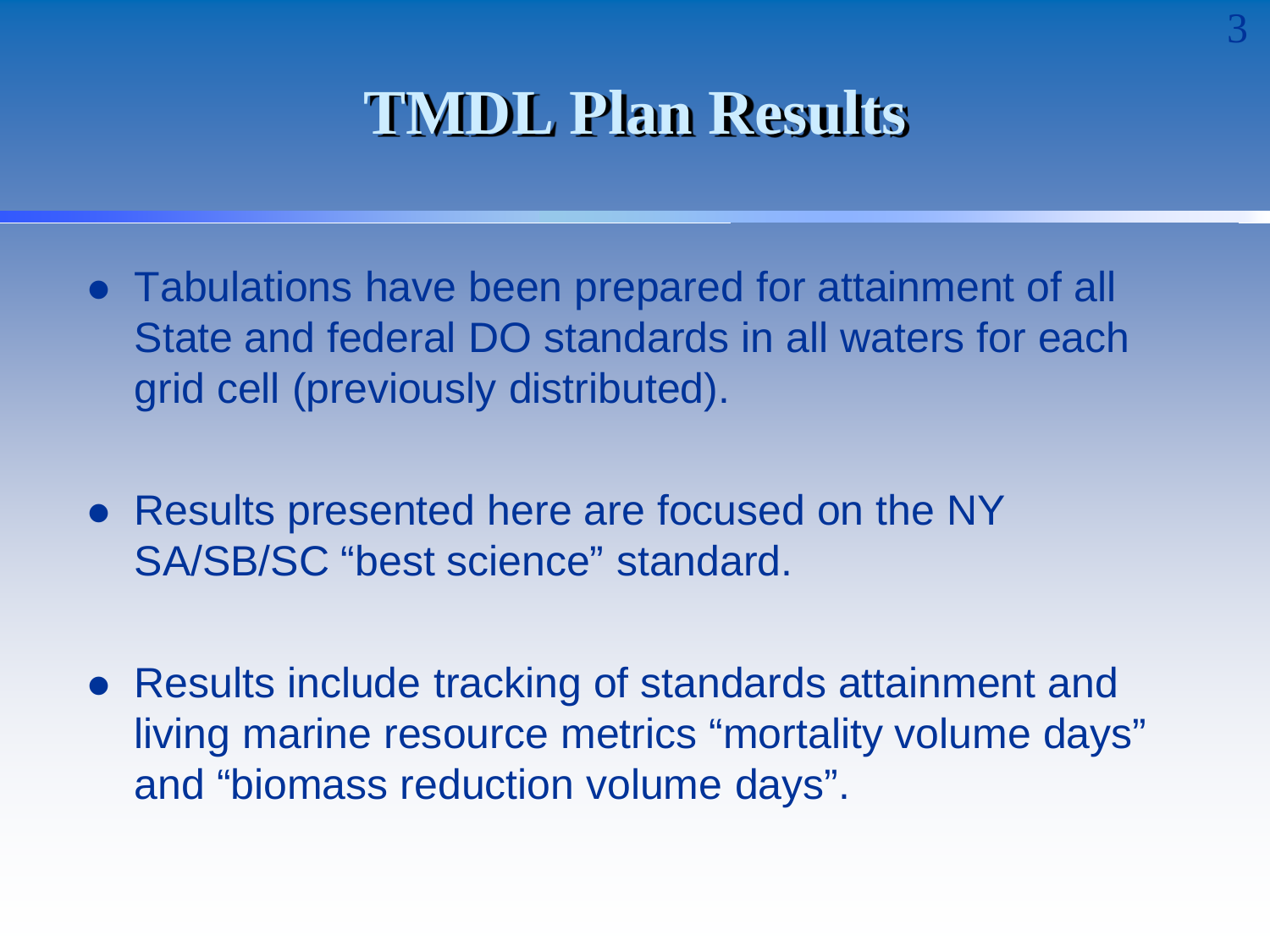# TMDL Plan Results

- Tabulations have been prepared for attainment of all State and federal DO standards in all waters for each grid cell (previously distributed).
- Results presented here are focused on the NY SA/SB/SC "best science" standard.
- Results include tracking of standards attainment and living marine resource metrics "mortality volume days" and "biomass reduction volume days".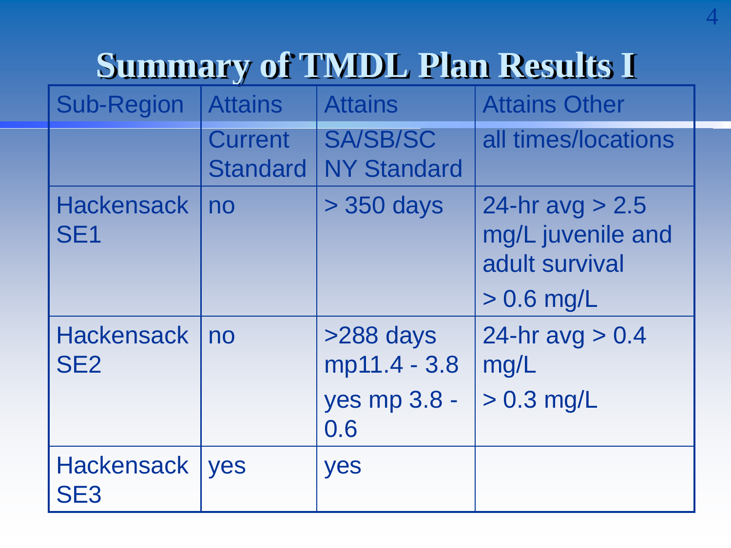# Summary of TMDL Plan Results I

| Sub-Region | Attains Current Standard | Attains SA/SB/SC NY Standard | Attains Other all times/locations |
|---|---|---|---|
| Hackensack SE1 | no | > 350 days | 24-hr avg > 2.5 mg/L juvenile and adult survival > 0.6 mg/L |
| Hackensack SE2 | no | >288 days mp11.4 - 3.8 yes mp 3.8 - 0.6 | 24-hr avg > 0.4 mg/L > 0.3 mg/L |
| Hackensack SE3 | yes | yes | |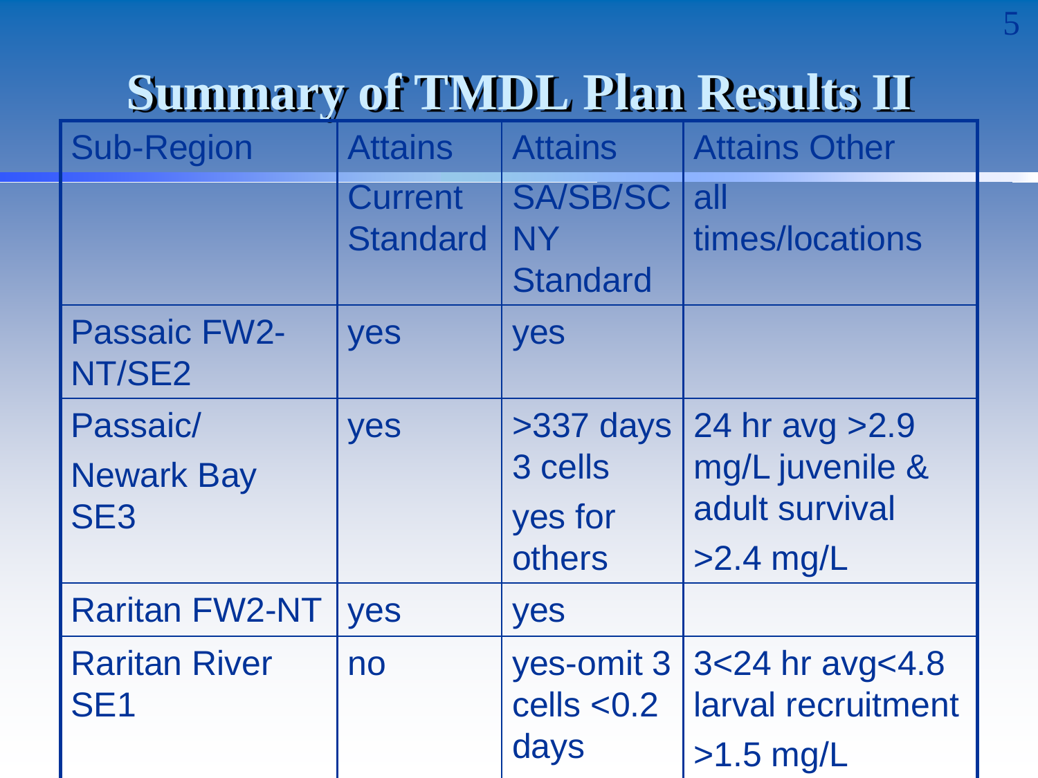# Summary of TMDL Plan Results II

| Sub-Region | Attains Current Standard | Attains SA/SB/SC NY Standard | Attains Other all times/locations |
|---|---|---|---|
| Passaic FW2-NT/SE2 | yes | yes | |
| Passaic/ Newark Bay SE3 | yes | >337 days 3 cells yes for others | 24 hr avg >2.9 mg/L juvenile & adult survival >2.4 mg/L |
| Raritan FW2-NT | yes | yes | |
| Raritan River SE1 | no | yes-omit 3 cells <0.2 days | 3<24 hr avg<4.8 larval recruitment >1.5 mg/L |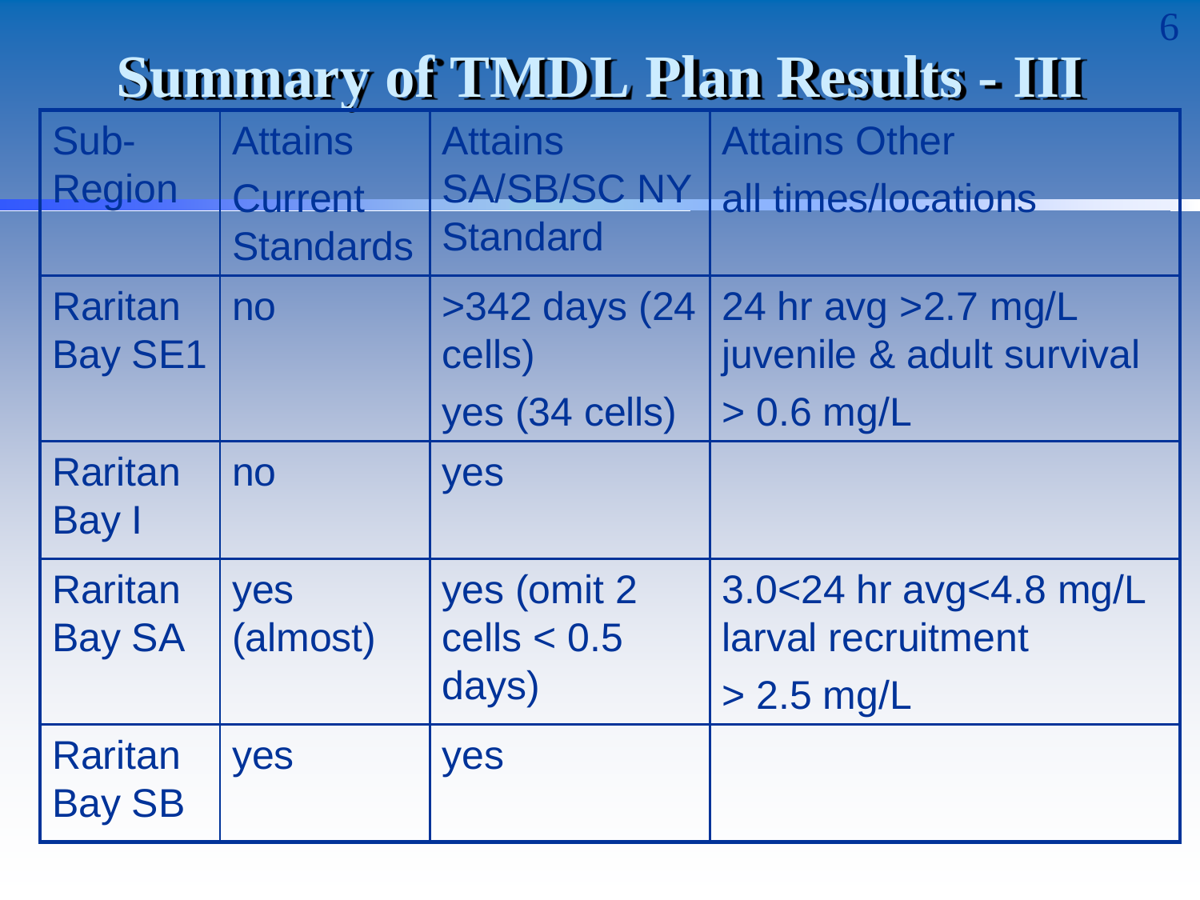# Summary of TMDL Plan Results - III

| Sub-Region | Attains Current Standards | Attains SA/SB/SC NY Standard | Attains Other all times/locations |
|---|---|---|---|
| Raritan Bay SE1 | no | >342 days (24 cells) yes (34 cells) | 24 hr avg >2.7 mg/L juvenile & adult survival > 0.6 mg/L |
| Raritan Bay I | no | yes | |
| Raritan Bay SA | yes (almost) | yes (omit 2 cells < 0.5 days) | 3.0<24 hr avg<4.8 mg/L larval recruitment > 2.5 mg/L |
| Raritan Bay SB | yes | yes | |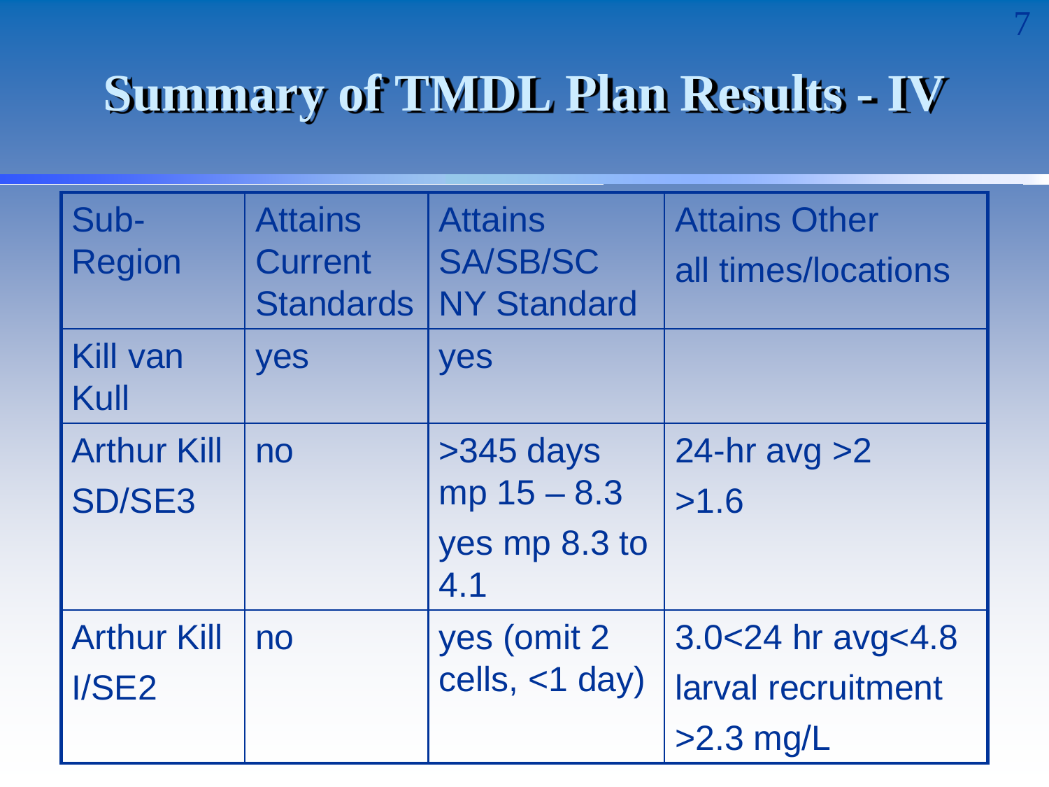# Summary of TMDL Plan Results - IV

| Sub-Region | Attains Current Standards | Attains SA/SB/SC NY Standard | Attains Other all times/locations |
|---|---|---|---|
| Kill van Kull | yes | yes | |
| Arthur Kill SD/SE3 | no | >345 days mp 15 – 8.3<br>yes mp 8.3 to 4.1 | 24-hr avg >2<br>>1.6 |
| Arthur Kill I/SE2 | no | yes (omit 2 cells, <1 day) | 3.0<24 hr avg<4.8<br>larval recruitment >2.3 mg/L |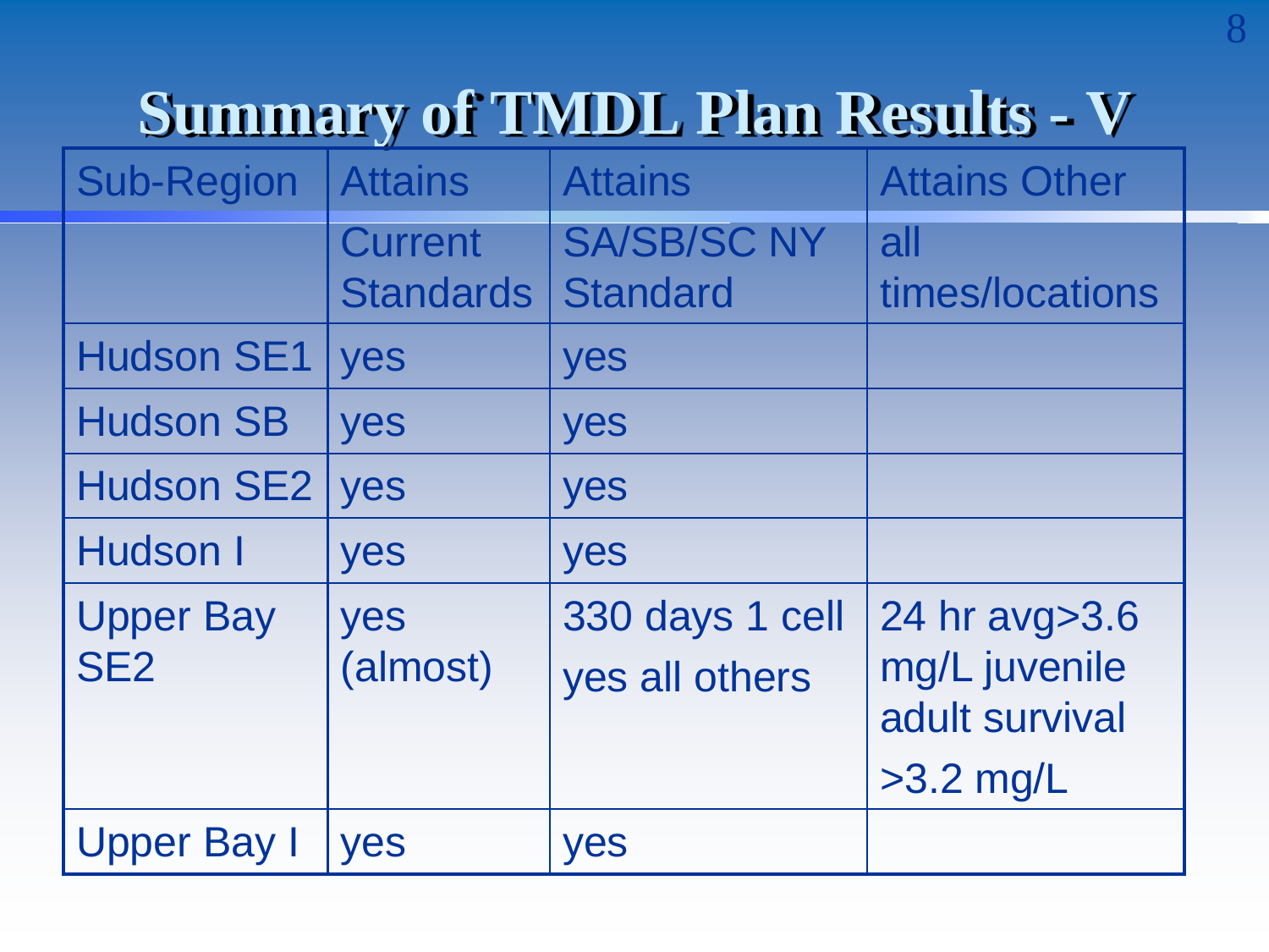# Summary of TMDL Plan Results - V

| Sub-Region | Attains Current Standards | Attains SA/SB/SC NY Standard | Attains Other all times/locations |
|---|---|---|---|
| Hudson SE1 | yes | yes | |
| Hudson SB | yes | yes | |
| Hudson SE2 | yes | yes | |
| Hudson I | yes | yes | |
| Upper Bay SE2 | yes (almost) | 330 days 1 cell yes all others | 24 hr avg>3.6 mg/L juvenile adult survival >3.2 mg/L |
| Upper Bay I | yes | yes | |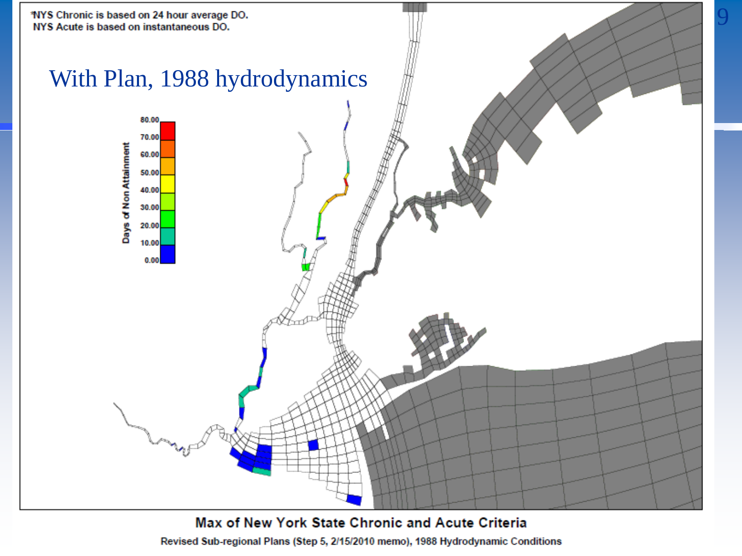## With Plan, 1988 hydrodynamics

*NYS Chronic is based on 24 hour average DO.
NYS Acute is based on instantaneous DO.

Days of Non Attainment: 0.00, 10.00, 20.00, 30.00, 40.00, 50.00, 60.00, 70.00, 80.00

**Max of New York State Chronic and Acute Criteria**

Revised Sub-regional Plans (Step 5, 2/15/2010 memo), 1988 Hydrodynamic Conditions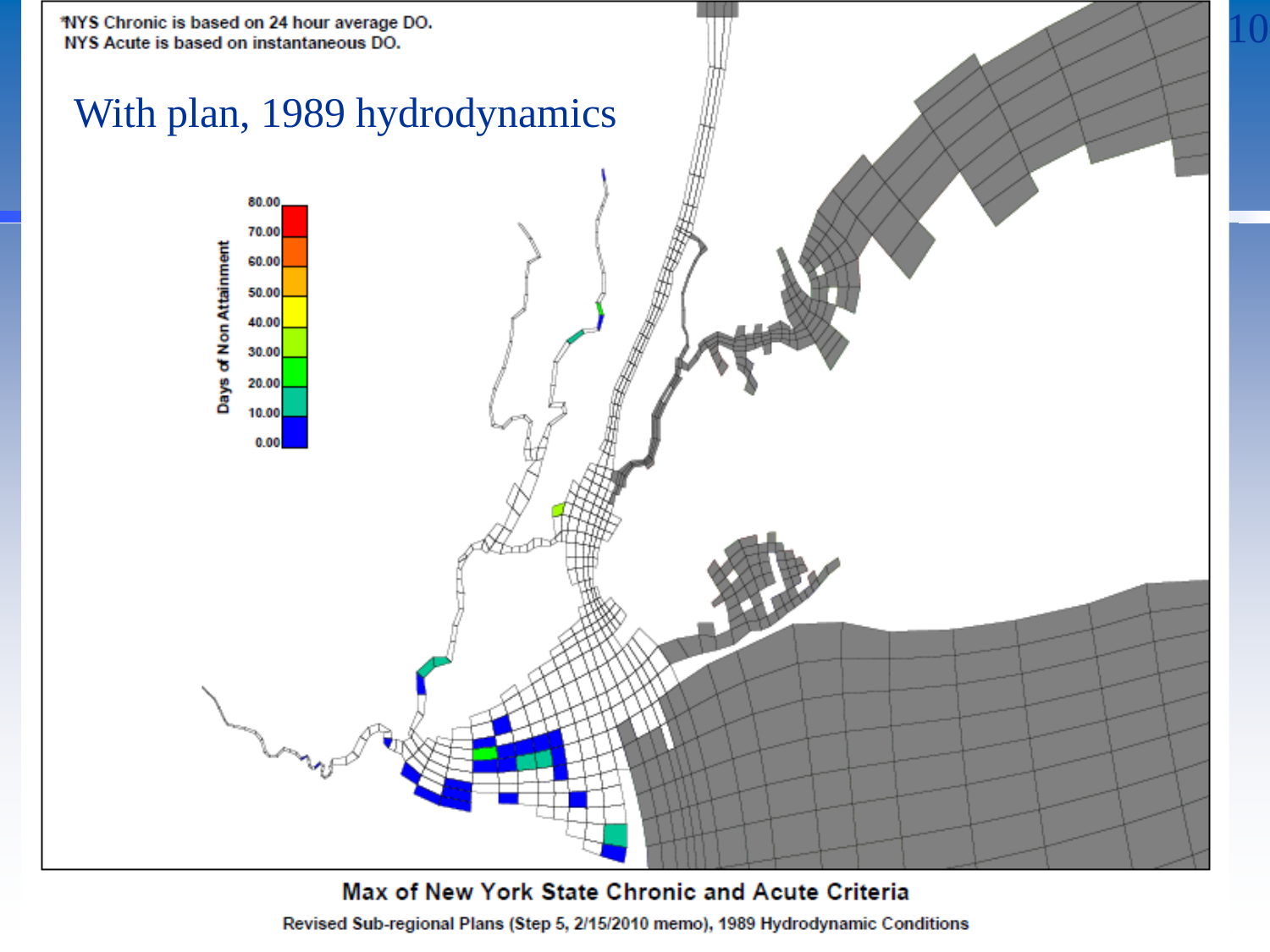*NYS Chronic is based on 24 hour average DO.
NYS Acute is based on instantaneous DO.

# With plan, 1989 hydrodynamics

Days of Non Attainment

80.00
70.00
60.00
50.00
40.00
30.00
20.00
10.00
0.00

**Max of New York State Chronic and Acute Criteria**

**Revised Sub-regional Plans (Step 5, 2/15/2010 memo), 1989 Hydrodynamic Conditions**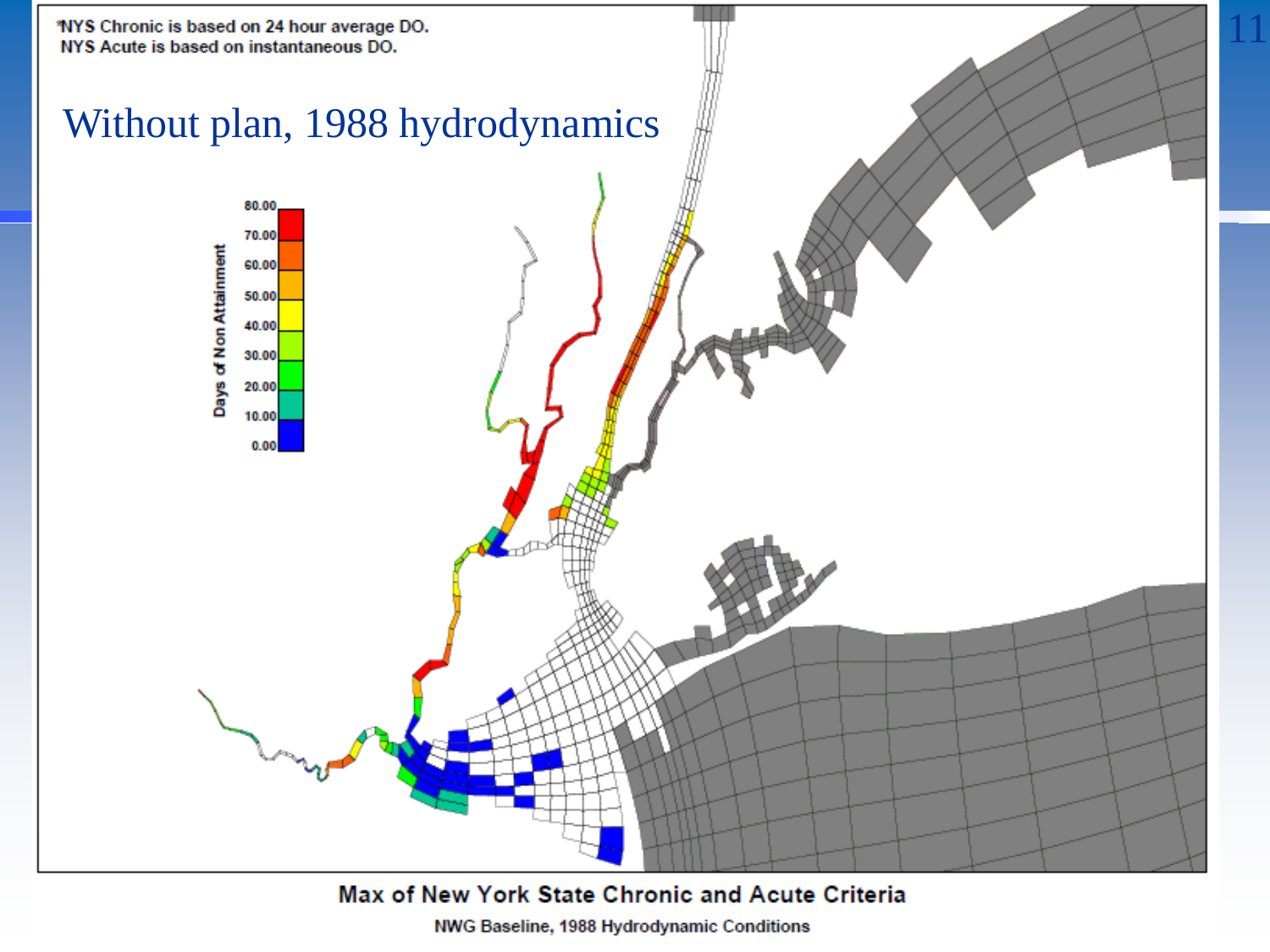*NYS Chronic is based on 24 hour average DO.
NYS Acute is based on instantaneous DO.

# Without plan, 1988 hydrodynamics

Days of Non Attainment: 0.00, 10.00, 20.00, 30.00, 40.00, 50.00, 60.00, 70.00, 80.00

**Max of New York State Chronic and Acute Criteria**

**NWG Baseline, 1988 Hydrodynamic Conditions**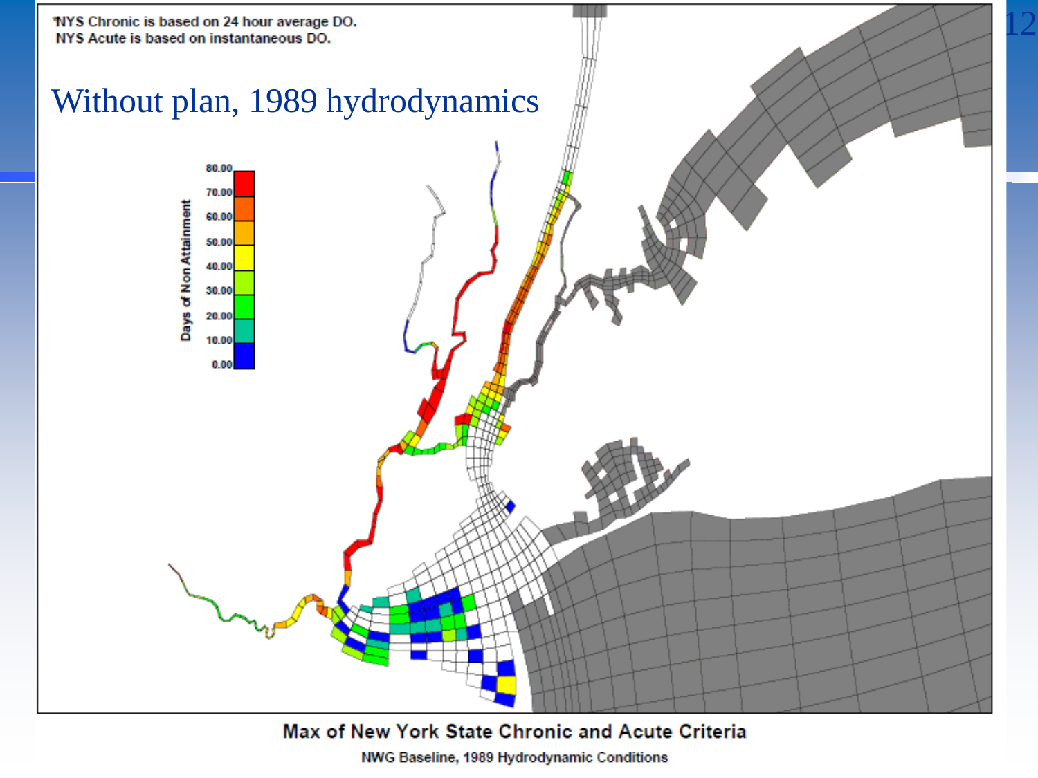# Without plan, 1989 hydrodynamics

*NYS Chronic is based on 24 hour average DO.
NYS Acute is based on instantaneous DO.

Days of Non Attainment: 0.00, 10.00, 20.00, 30.00, 40.00, 50.00, 60.00, 70.00, 80.00

**Max of New York State Chronic and Acute Criteria**

NWG Baseline, 1989 Hydrodynamic Conditions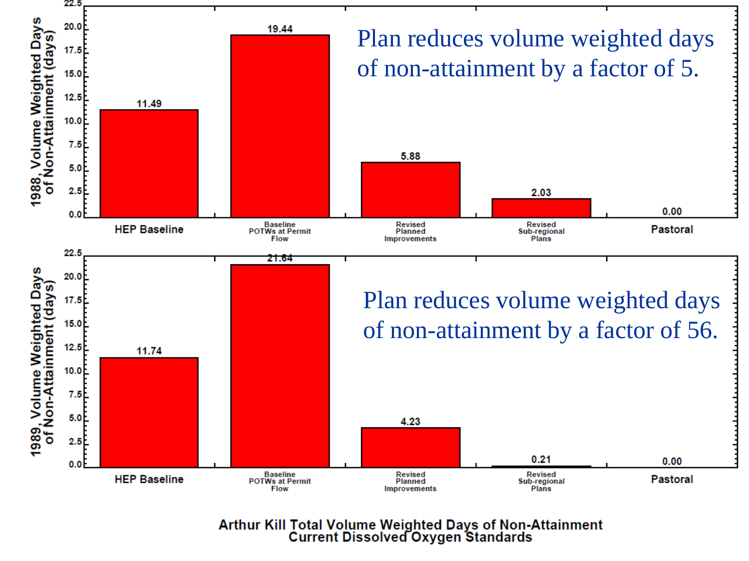Plan reduces volume weighted days of non-attainment by a factor of 5.

| 1988, Volume Weighted Days of Non-Attainment (days) | |
| --- | --- |
| HEP Baseline | 11.49 |
| Baseline POTWs at Permit Flow | 19.44 |
| Revised Planned Improvements | 5.88 |
| Revised Sub-regional Plans | 2.03 |
| Pastoral | 0.00 |

Plan reduces volume weighted days of non-attainment by a factor of 56.

| 1989, Volume Weighted Days of Non-Attainment (days) | |
| --- | --- |
| HEP Baseline | 11.74 |
| Baseline POTWs at Permit Flow | 21.64 |
| Revised Planned Improvements | 4.23 |
| Revised Sub-regional Plans | 0.21 |
| Pastoral | 0.00 |

**Arthur Kill Total Volume Weighted Days of Non-Attainment**
**Current Dissolved Oxygen Standards**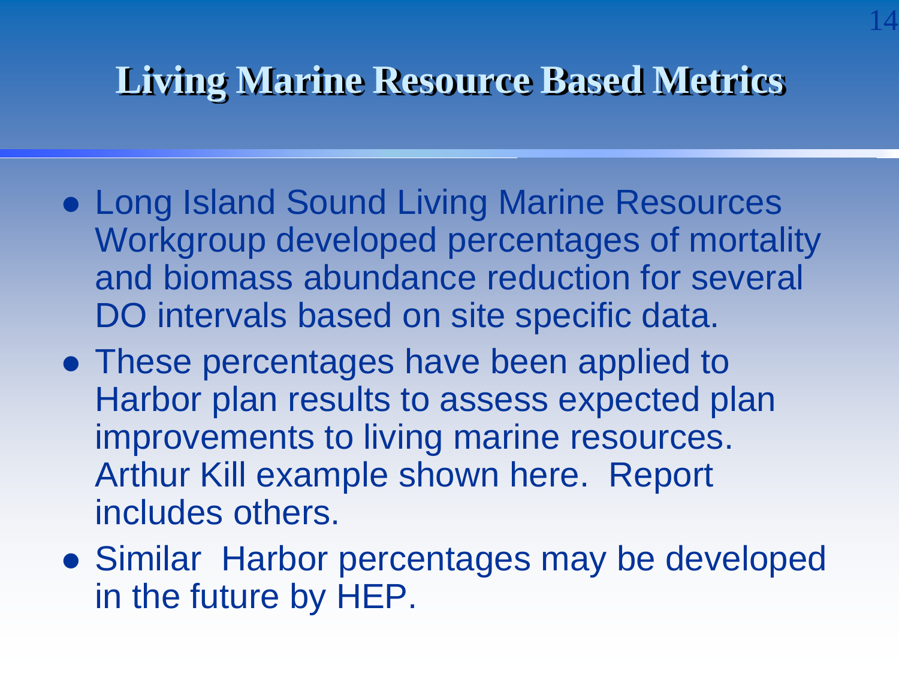# Living Marine Resource Based Metrics

- Long Island Sound Living Marine Resources Workgroup developed percentages of mortality and biomass abundance reduction for several DO intervals based on site specific data.
- These percentages have been applied to Harbor plan results to assess expected plan improvements to living marine resources. Arthur Kill example shown here. Report includes others.
- Similar Harbor percentages may be developed in the future by HEP.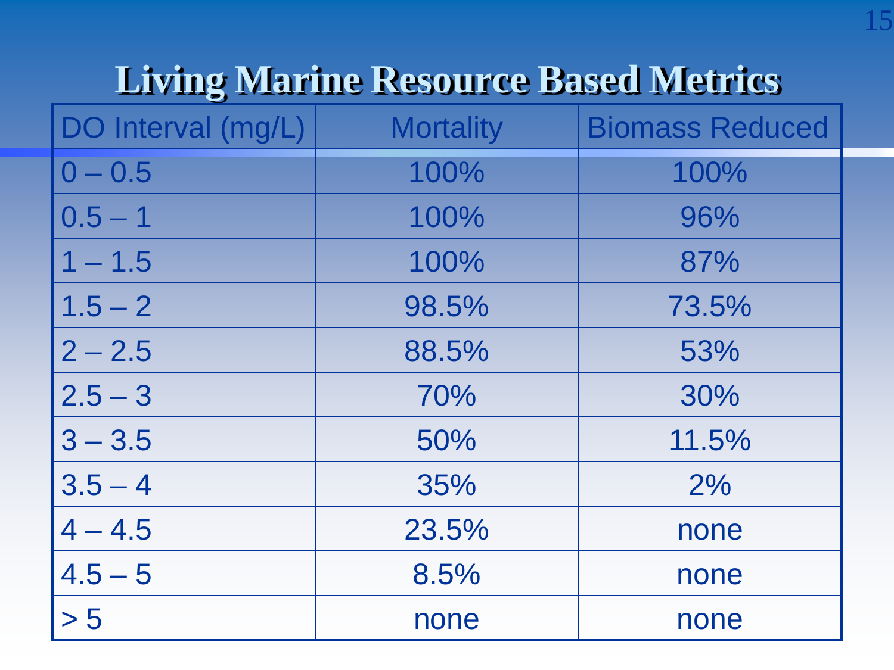# Living Marine Resource Based Metrics

| DO Interval (mg/L) | Mortality | Biomass Reduced |
| --- | --- | --- |
| 0 – 0.5 | 100% | 100% |
| 0.5 – 1 | 100% | 96% |
| 1 – 1.5 | 100% | 87% |
| 1.5 – 2 | 98.5% | 73.5% |
| 2 – 2.5 | 88.5% | 53% |
| 2.5 – 3 | 70% | 30% |
| 3 – 3.5 | 50% | 11.5% |
| 3.5 – 4 | 35% | 2% |
| 4 – 4.5 | 23.5% | none |
| 4.5 – 5 | 8.5% | none |
| > 5 | none | none |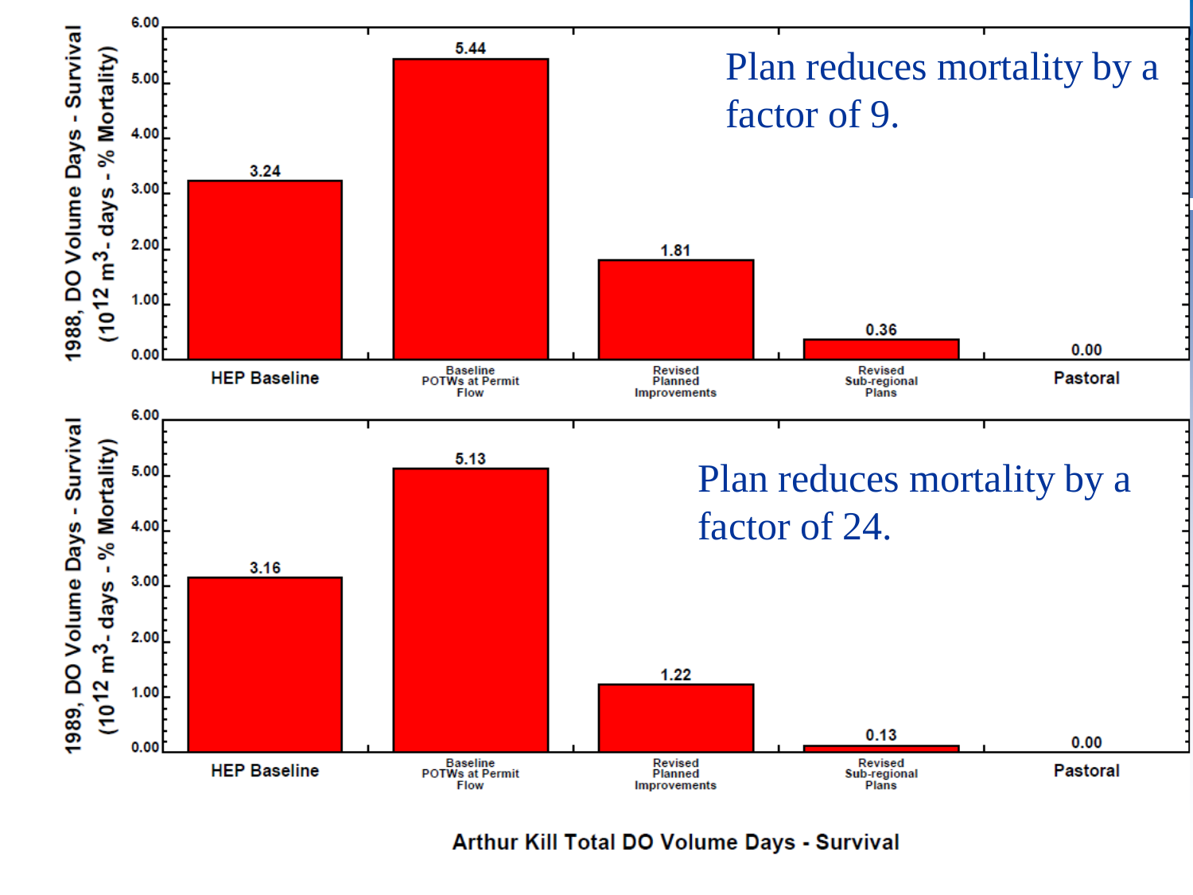Plan reduces mortality by a factor of 9.

| | HEP Baseline | Baseline POTWs at Permit Flow | Revised Planned Improvements | Revised Sub-regional Plans | Pastoral |
|---|---|---|---|---|---|
| 1988, DO Volume Days - Survival ($10^{12}$ $m^3$- days - % Mortality) | 3.24 | 5.44 | 1.81 | 0.36 | 0.00 |

Plan reduces mortality by a factor of 24.

| | HEP Baseline | Baseline POTWs at Permit Flow | Revised Planned Improvements | Revised Sub-regional Plans | Pastoral |
|---|---|---|---|---|---|
| 1989, DO Volume Days - Survival ($10^{12}$ $m^3$- days - % Mortality) | 3.16 | 5.13 | 1.22 | 0.13 | 0.00 |

**Arthur Kill Total DO Volume Days - Survival**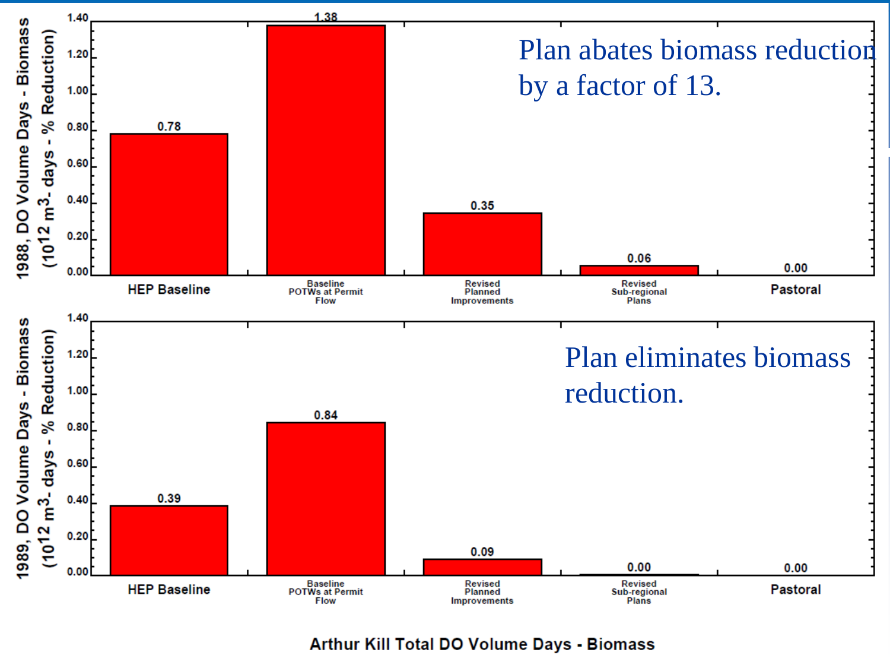Plan abates biomass reduction by a factor of 13.

| Scenario | 1988, DO Volume Days - Biomass ($10^{12}$ $m^3$- days - % Reduction) |
|---|---|
| HEP Baseline | 0.78 |
| Baseline POTWs at Permit Flow | 1.38 |
| Revised Planned Improvements | 0.35 |
| Revised Sub-regional Plans | 0.06 |
| Pastoral | 0.00 |

Plan eliminates biomass reduction.

| Scenario | 1989, DO Volume Days - Biomass ($10^{12}$ $m^3$- days - % Reduction) |
|---|---|
| HEP Baseline | 0.39 |
| Baseline POTWs at Permit Flow | 0.84 |
| Revised Planned Improvements | 0.09 |
| Revised Sub-regional Plans | 0.00 |
| Pastoral | 0.00 |

**Arthur Kill Total DO Volume Days - Biomass**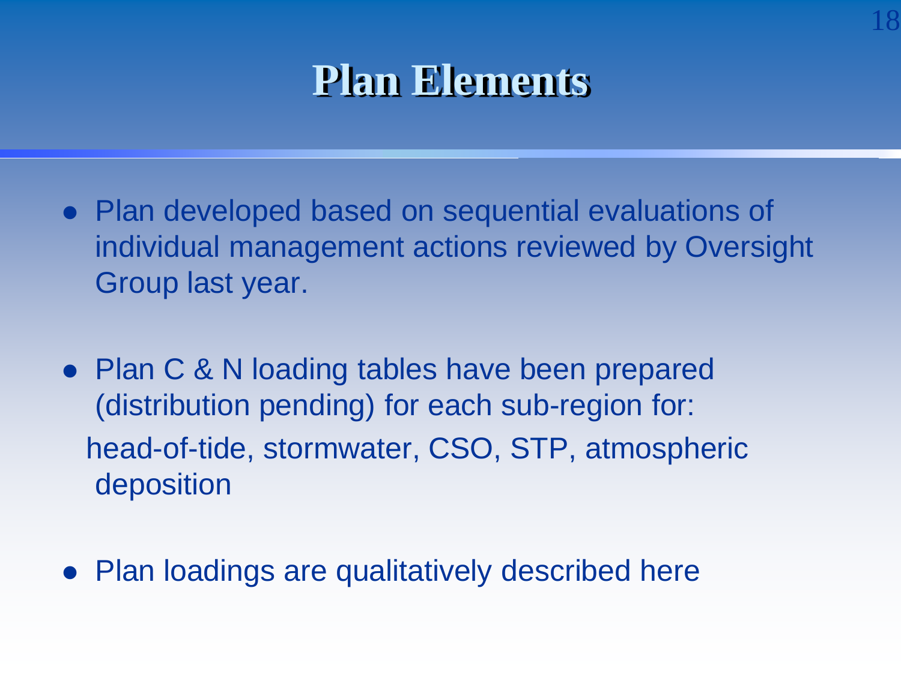# Plan Elements

- Plan developed based on sequential evaluations of individual management actions reviewed by Oversight Group last year.

- Plan C & N loading tables have been prepared (distribution pending) for each sub-region for:
  head-of-tide, stormwater, CSO, STP, atmospheric deposition

- Plan loadings are qualitatively described here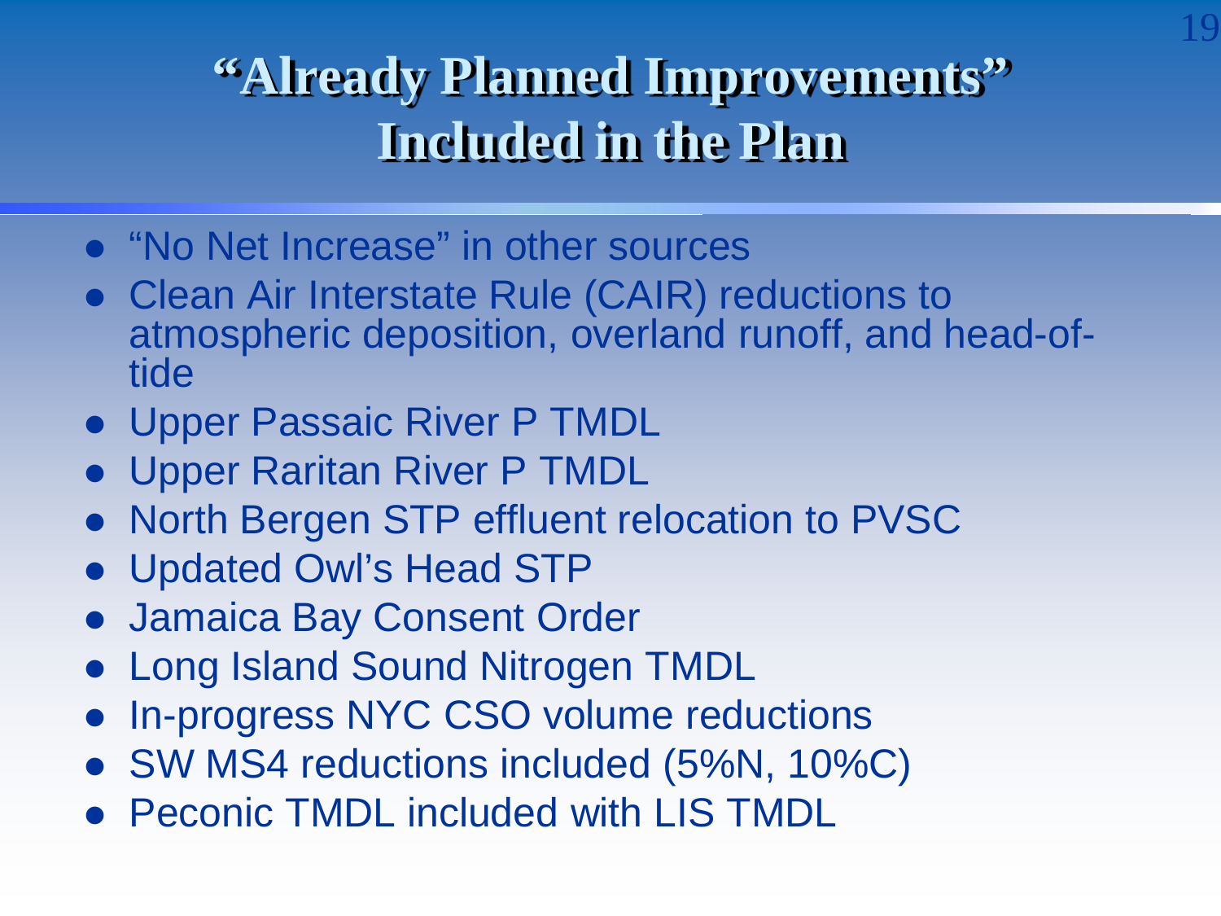# "Already Planned Improvements" Included in the Plan

- "No Net Increase" in other sources
- Clean Air Interstate Rule (CAIR) reductions to atmospheric deposition, overland runoff, and head-of-tide
- Upper Passaic River P TMDL
- Upper Raritan River P TMDL
- North Bergen STP effluent relocation to PVSC
- Updated Owl's Head STP
- Jamaica Bay Consent Order
- Long Island Sound Nitrogen TMDL
- In-progress NYC CSO volume reductions
- SW MS4 reductions included (5%N, 10%C)
- Peconic TMDL included with LIS TMDL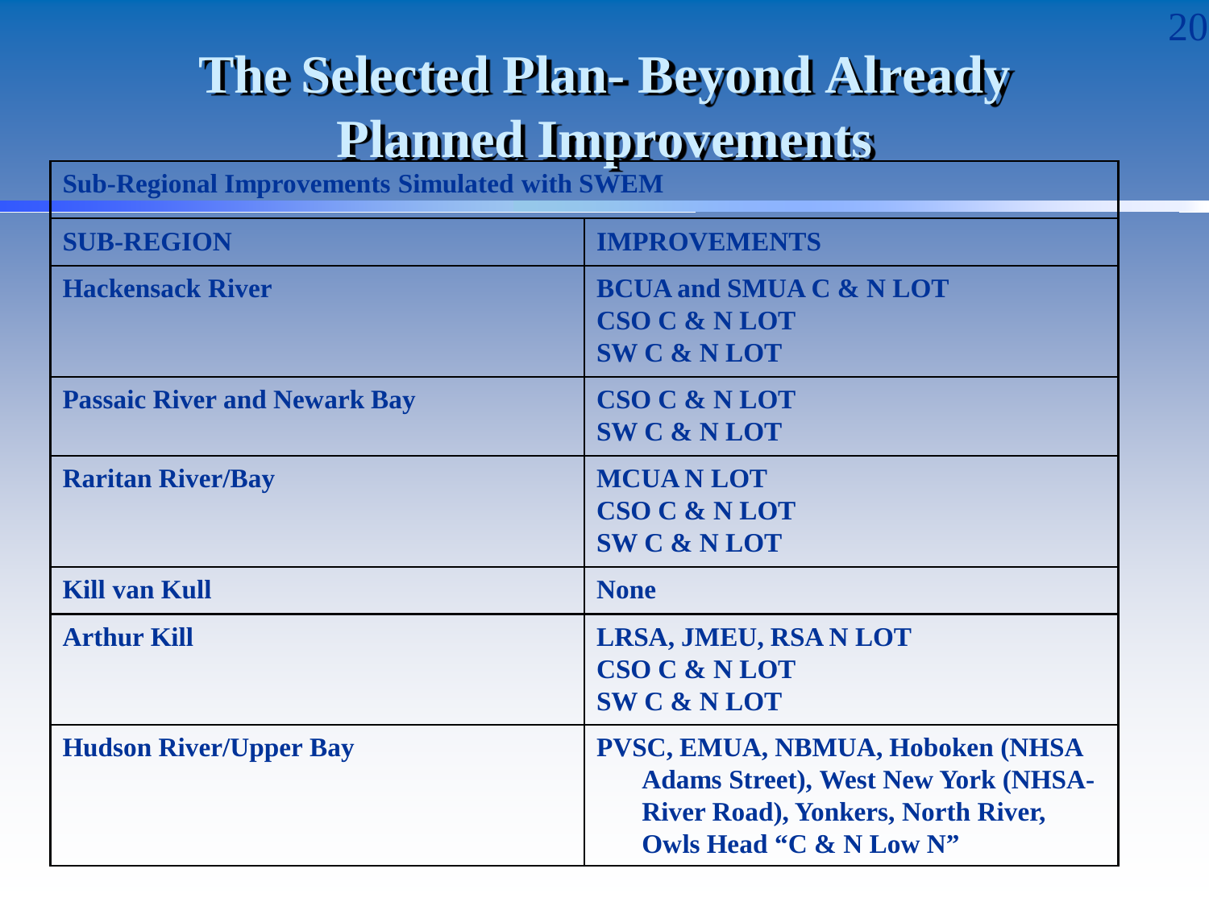# The Selected Plan- Beyond Already Planned Improvements

| Sub-Regional Improvements Simulated with SWEM | |
|---|---|
| **SUB-REGION** | **IMPROVEMENTS** |
| **Hackensack River** | **BCUA and SMUA C & N LOT**<br>**CSO C & N LOT**<br>**SW C & N LOT** |
| **Passaic River and Newark Bay** | **CSO C & N LOT**<br>**SW C & N LOT** |
| **Raritan River/Bay** | **MCUA N LOT**<br>**CSO C & N LOT**<br>**SW C & N LOT** |
| **Kill van Kull** | **None** |
| **Arthur Kill** | **LRSA, JMEU, RSA N LOT**<br>**CSO C & N LOT**<br>**SW C & N LOT** |
| **Hudson River/Upper Bay** | **PVSC, EMUA, NBMUA, Hoboken (NHSA Adams Street), West New York (NHSA-River Road), Yonkers, North River, Owls Head "C & N Low N"** |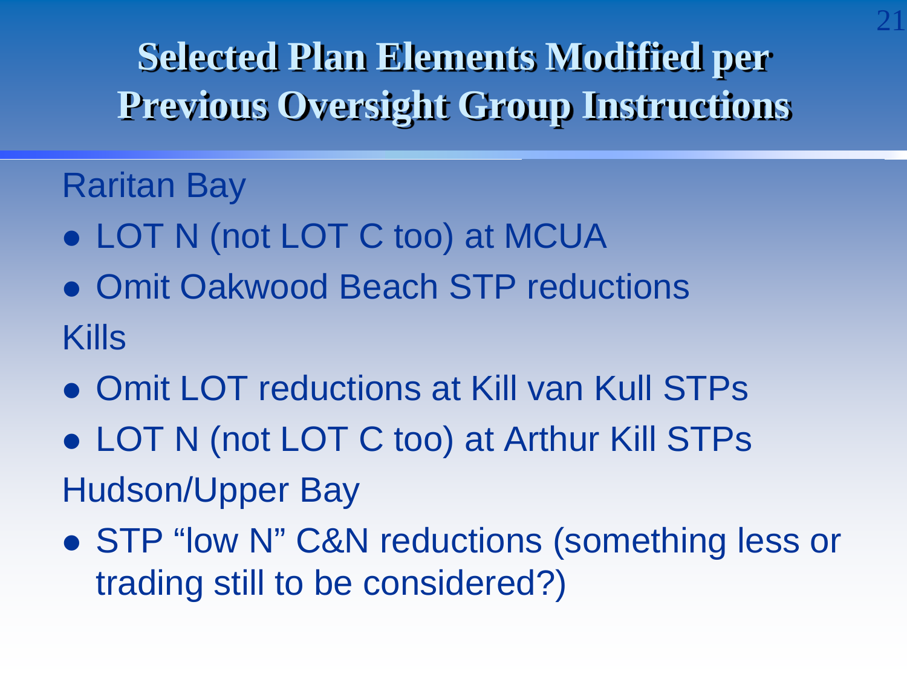# Selected Plan Elements Modified per Previous Oversight Group Instructions

Raritan Bay

- LOT N (not LOT C too) at MCUA
- Omit Oakwood Beach STP reductions

Kills

- Omit LOT reductions at Kill van Kull STPs
- LOT N (not LOT C too) at Arthur Kill STPs

Hudson/Upper Bay

- STP “low N” C&N reductions (something less or trading still to be considered?)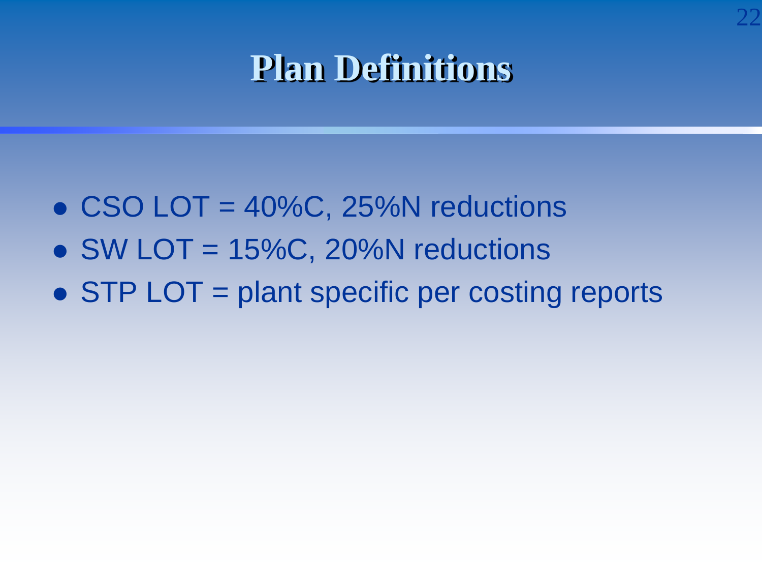# Plan Definitions

- CSO LOT = 40%C, 25%N reductions
- SW LOT = 15%C, 20%N reductions
- STP LOT = plant specific per costing reports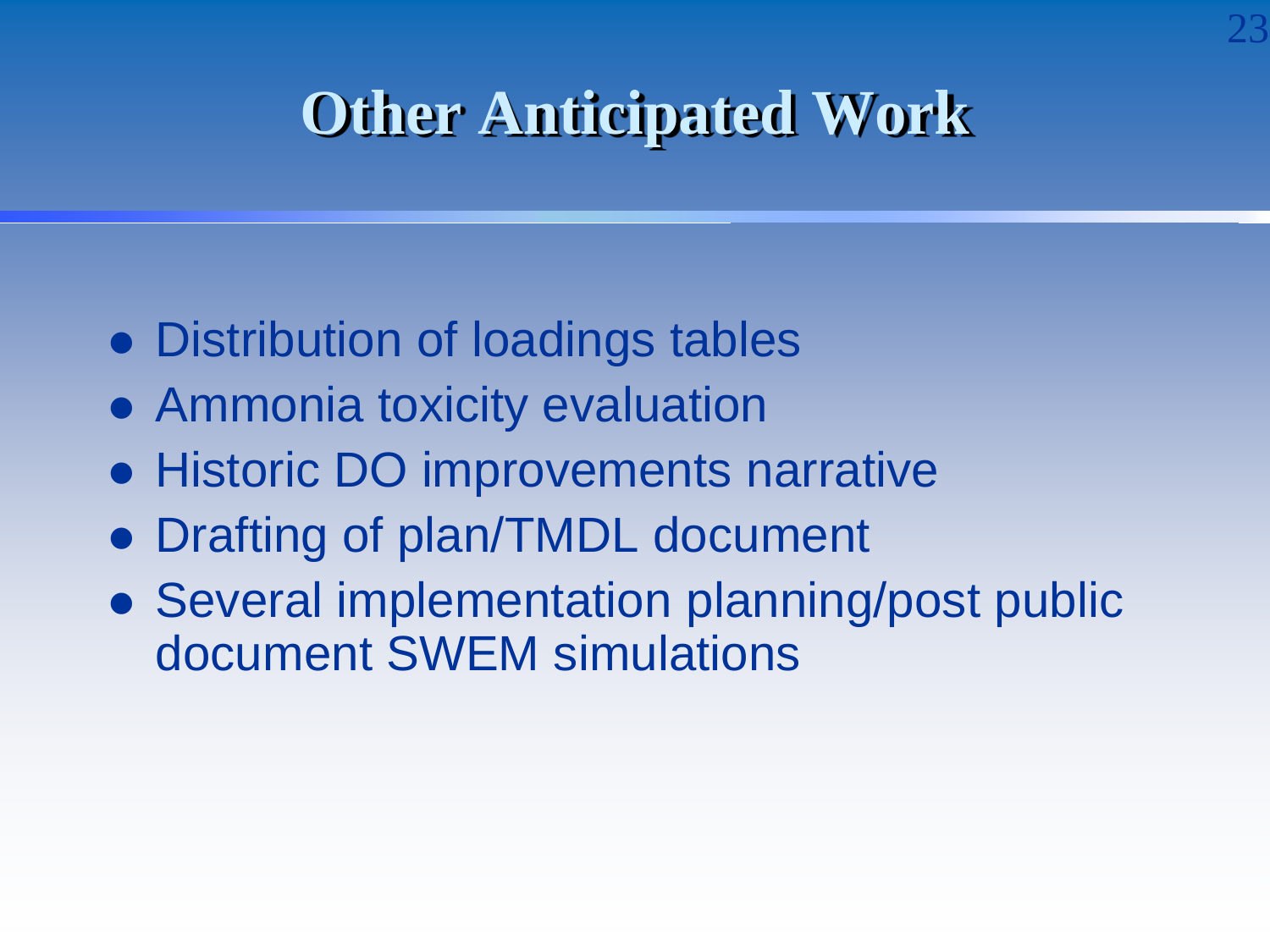# Other Anticipated Work

- Distribution of loadings tables
- Ammonia toxicity evaluation
- Historic DO improvements narrative
- Drafting of plan/TMDL document
- Several implementation planning/post public document SWEM simulations